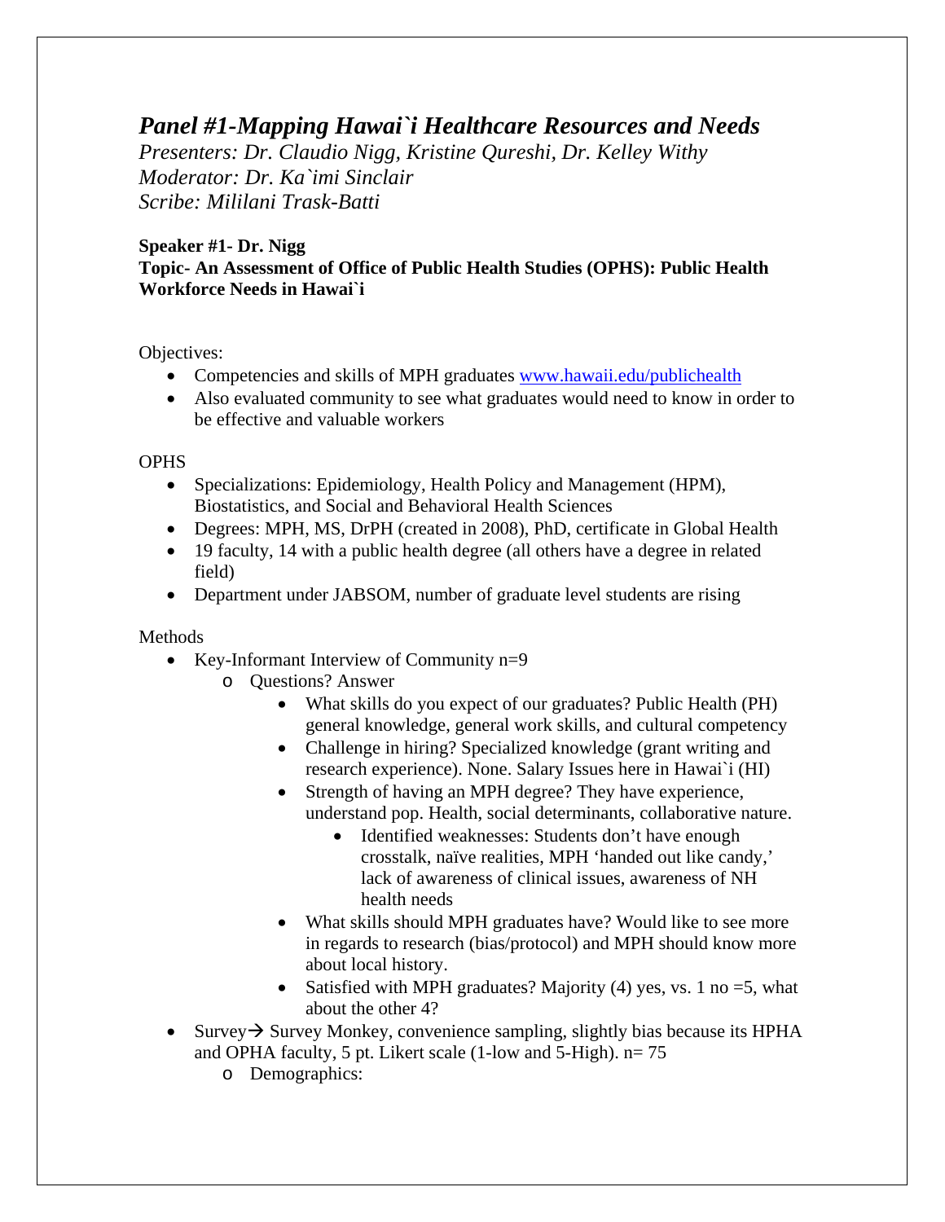# *Panel #1-Mapping Hawai`i Healthcare Resources and Needs*

*Presenters: Dr. Claudio Nigg, Kristine Qureshi, Dr. Kelley Withy*
*Moderator: Dr. Ka`imi Sinclair*
*Scribe: Mililani Trask-Batti*

**Speaker #1- Dr. Nigg**
**Topic- An Assessment of Office of Public Health Studies (OPHS): Public Health Workforce Needs in Hawai`i**

Objectives:

- Competencies and skills of MPH graduates www.hawaii.edu/publichealth
- Also evaluated community to see what graduates would need to know in order to be effective and valuable workers

OPHS

- Specializations: Epidemiology, Health Policy and Management (HPM), Biostatistics, and Social and Behavioral Health Sciences
- Degrees: MPH, MS, DrPH (created in 2008), PhD, certificate in Global Health
- 19 faculty, 14 with a public health degree (all others have a degree in related field)
- Department under JABSOM, number of graduate level students are rising

Methods

- Key-Informant Interview of Community n=9
    - Questions? Answer
        - What skills do you expect of our graduates? Public Health (PH) general knowledge, general work skills, and cultural competency
        - Challenge in hiring? Specialized knowledge (grant writing and research experience). None. Salary Issues here in Hawai`i (HI)
        - Strength of having an MPH degree? They have experience, understand pop. Health, social determinants, collaborative nature.
            - Identified weaknesses: Students don't have enough crosstalk, naïve realities, MPH 'handed out like candy,' lack of awareness of clinical issues, awareness of NH health needs
        - What skills should MPH graduates have? Would like to see more in regards to research (bias/protocol) and MPH should know more about local history.
        - Satisfied with MPH graduates? Majority (4) yes, vs. 1 no =5, what about the other 4?
- Survey→ Survey Monkey, convenience sampling, slightly bias because its HPHA and OPHA faculty, 5 pt. Likert scale (1-low and 5-High). n= 75
    - Demographics: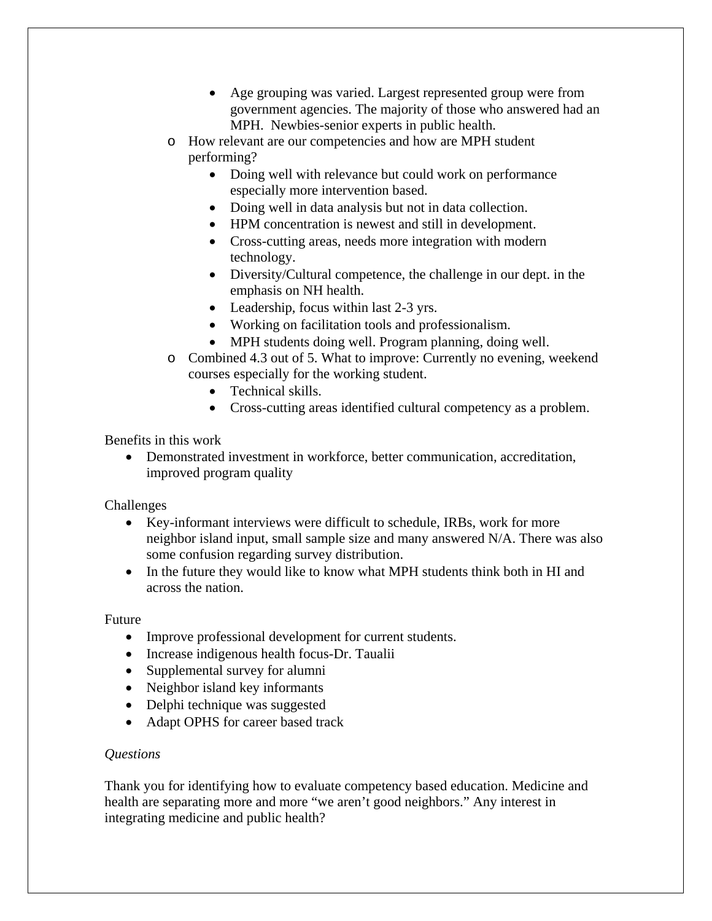- Age grouping was varied. Largest represented group were from government agencies. The majority of those who answered had an MPH. Newbies-senior experts in public health.
    - How relevant are our competencies and how are MPH student performing?
        - Doing well with relevance but could work on performance especially more intervention based.
        - Doing well in data analysis but not in data collection.
        - HPM concentration is newest and still in development.
        - Cross-cutting areas, needs more integration with modern technology.
        - Diversity/Cultural competence, the challenge in our dept. in the emphasis on NH health.
        - Leadership, focus within last 2-3 yrs.
        - Working on facilitation tools and professionalism.
        - MPH students doing well. Program planning, doing well.
    - Combined 4.3 out of 5. What to improve: Currently no evening, weekend courses especially for the working student.
        - Technical skills.
        - Cross-cutting areas identified cultural competency as a problem.

Benefits in this work

- Demonstrated investment in workforce, better communication, accreditation, improved program quality

Challenges

- Key-informant interviews were difficult to schedule, IRBs, work for more neighbor island input, small sample size and many answered N/A. There was also some confusion regarding survey distribution.
- In the future they would like to know what MPH students think both in HI and across the nation.

Future

- Improve professional development for current students.
- Increase indigenous health focus-Dr. Taualii
- Supplemental survey for alumni
- Neighbor island key informants
- Delphi technique was suggested
- Adapt OPHS for career based track

*Questions*

Thank you for identifying how to evaluate competency based education. Medicine and health are separating more and more "we aren't good neighbors." Any interest in integrating medicine and public health?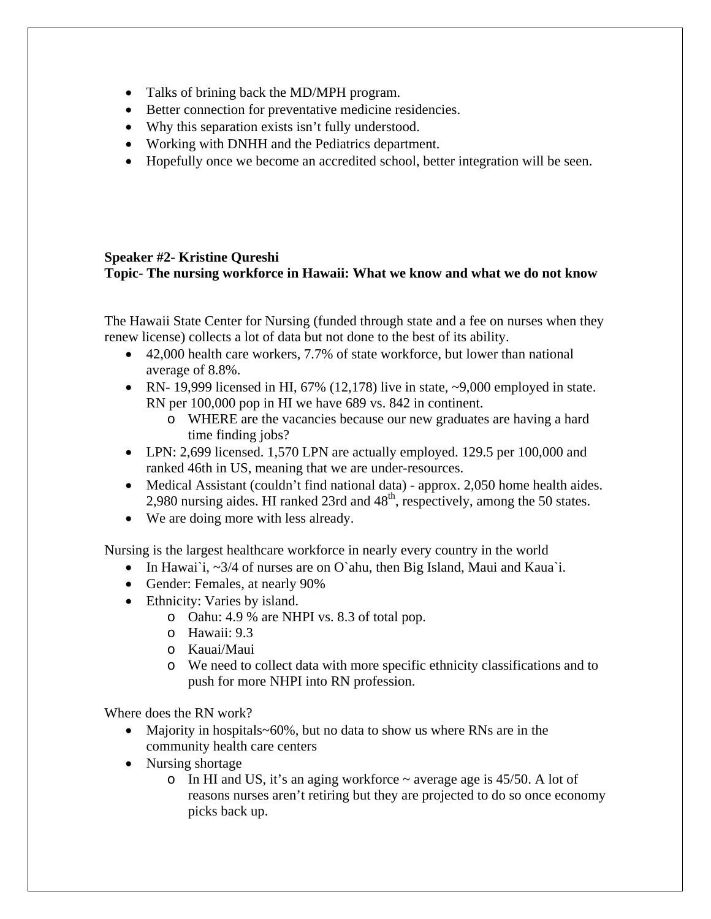- Talks of brining back the MD/MPH program.
- Better connection for preventative medicine residencies.
- Why this separation exists isn't fully understood.
- Working with DNHH and the Pediatrics department.
- Hopefully once we become an accredited school, better integration will be seen.

**Speaker #2- Kristine Qureshi**
**Topic- The nursing workforce in Hawaii: What we know and what we do not know**

The Hawaii State Center for Nursing (funded through state and a fee on nurses when they renew license) collects a lot of data but not done to the best of its ability.

- 42,000 health care workers, 7.7% of state workforce, but lower than national average of 8.8%.
- RN- 19,999 licensed in HI, 67% (12,178) live in state, ~9,000 employed in state. RN per 100,000 pop in HI we have 689 vs. 842 in continent.
    - WHERE are the vacancies because our new graduates are having a hard time finding jobs?
- LPN: 2,699 licensed. 1,570 LPN are actually employed. 129.5 per 100,000 and ranked 46th in US, meaning that we are under-resources.
- Medical Assistant (couldn't find national data) - approx. 2,050 home health aides. 2,980 nursing aides. HI ranked 23rd and 48th, respectively, among the 50 states.
- We are doing more with less already.

Nursing is the largest healthcare workforce in nearly every country in the world

- In Hawai`i, ~3/4 of nurses are on O`ahu, then Big Island, Maui and Kaua`i.
- Gender: Females, at nearly 90%
- Ethnicity: Varies by island.
    - Oahu: 4.9 % are NHPI vs. 8.3 of total pop.
    - Hawaii: 9.3
    - Kauai/Maui
    - We need to collect data with more specific ethnicity classifications and to push for more NHPI into RN profession.

Where does the RN work?

- Majority in hospitals~60%, but no data to show us where RNs are in the community health care centers
- Nursing shortage
    - In HI and US, it's an aging workforce ~ average age is 45/50. A lot of reasons nurses aren't retiring but they are projected to do so once economy picks back up.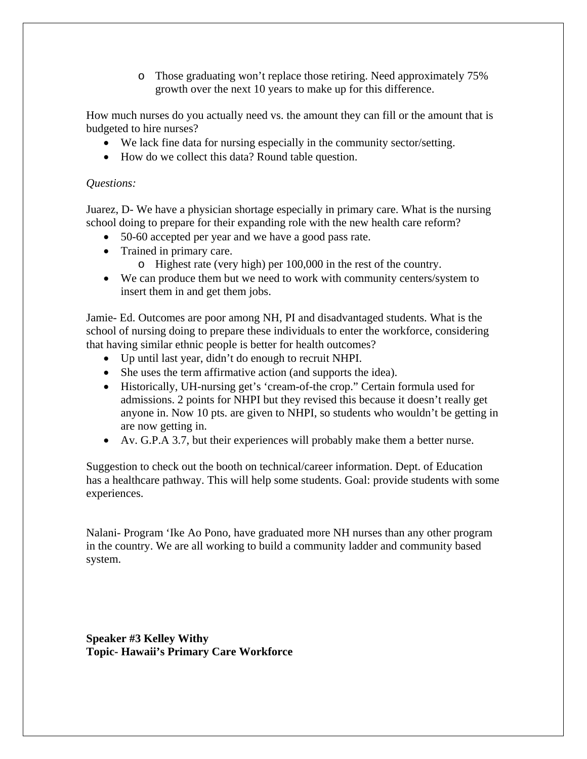- Those graduating won't replace those retiring. Need approximately 75% growth over the next 10 years to make up for this difference.

How much nurses do you actually need vs. the amount they can fill or the amount that is budgeted to hire nurses?

- We lack fine data for nursing especially in the community sector/setting.
- How do we collect this data? Round table question.

*Questions:*

Juarez, D- We have a physician shortage especially in primary care. What is the nursing school doing to prepare for their expanding role with the new health care reform?

- 50-60 accepted per year and we have a good pass rate.
- Trained in primary care.
  - Highest rate (very high) per 100,000 in the rest of the country.
- We can produce them but we need to work with community centers/system to insert them in and get them jobs.

Jamie- Ed. Outcomes are poor among NH, PI and disadvantaged students. What is the school of nursing doing to prepare these individuals to enter the workforce, considering that having similar ethnic people is better for health outcomes?

- Up until last year, didn't do enough to recruit NHPI.
- She uses the term affirmative action (and supports the idea).
- Historically, UH-nursing get's 'cream-of-the crop." Certain formula used for admissions. 2 points for NHPI but they revised this because it doesn't really get anyone in. Now 10 pts. are given to NHPI, so students who wouldn't be getting in are now getting in.
- Av. G.P.A 3.7, but their experiences will probably make them a better nurse.

Suggestion to check out the booth on technical/career information. Dept. of Education has a healthcare pathway. This will help some students. Goal: provide students with some experiences.

Nalani- Program 'Ike Ao Pono, have graduated more NH nurses than any other program in the country. We are all working to build a community ladder and community based system.

**Speaker #3 Kelley Withy**
**Topic- Hawaii's Primary Care Workforce**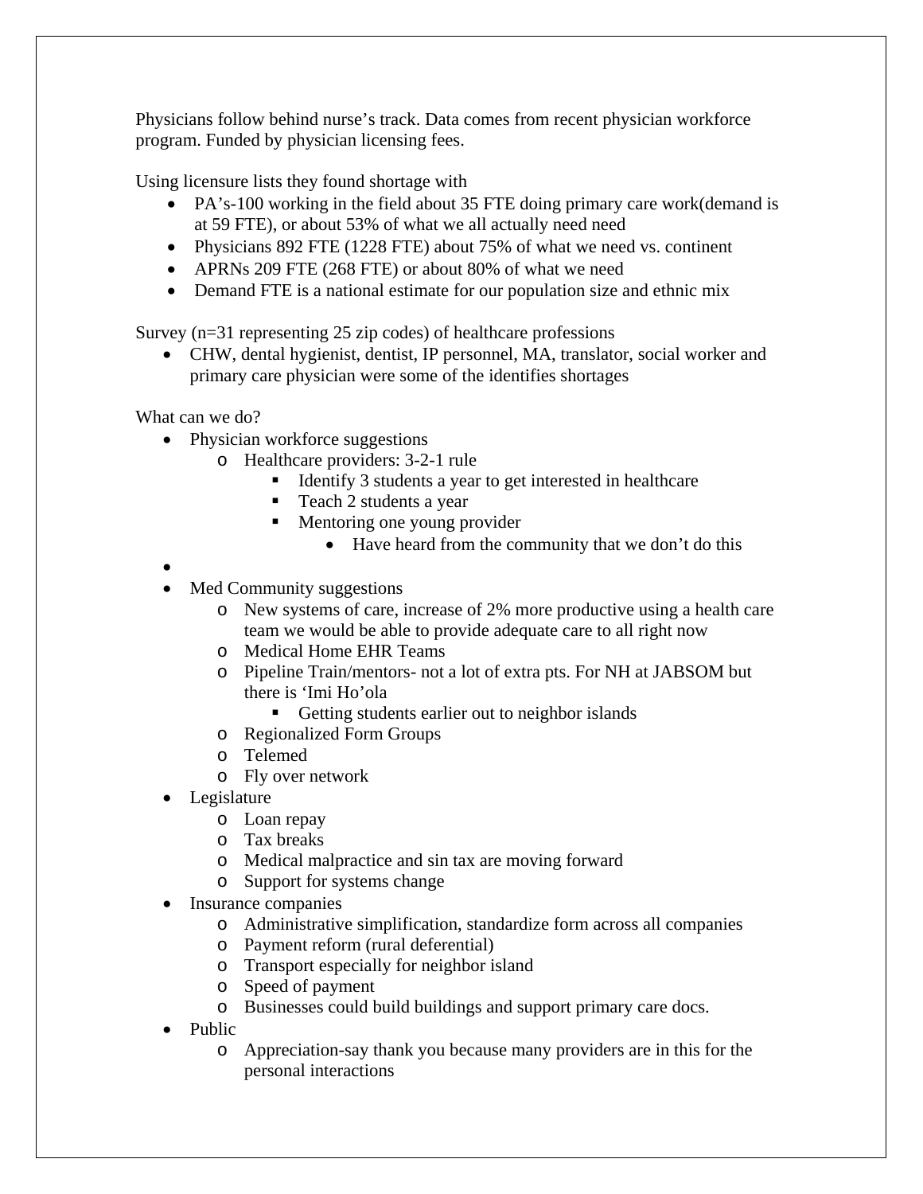Physicians follow behind nurse's track. Data comes from recent physician workforce program. Funded by physician licensing fees.

Using licensure lists they found shortage with

- PA's-100 working in the field about 35 FTE doing primary care work(demand is at 59 FTE), or about 53% of what we all actually need need
- Physicians 892 FTE (1228 FTE) about 75% of what we need vs. continent
- APRNs 209 FTE (268 FTE) or about 80% of what we need
- Demand FTE is a national estimate for our population size and ethnic mix

Survey (n=31 representing 25 zip codes) of healthcare professions

- CHW, dental hygienist, dentist, IP personnel, MA, translator, social worker and primary care physician were some of the identifies shortages

What can we do?

- Physician workforce suggestions
  - Healthcare providers: 3-2-1 rule
    - Identify 3 students a year to get interested in healthcare
    - Teach 2 students a year
    - Mentoring one young provider
      - Have heard from the community that we don't do this
- 
- Med Community suggestions
  - New systems of care, increase of 2% more productive using a health care team we would be able to provide adequate care to all right now
  - Medical Home EHR Teams
  - Pipeline Train/mentors- not a lot of extra pts. For NH at JABSOM but there is 'Imi Ho'ola
    - Getting students earlier out to neighbor islands
  - Regionalized Form Groups
  - Telemed
  - Fly over network
- Legislature
  - Loan repay
  - Tax breaks
  - Medical malpractice and sin tax are moving forward
  - Support for systems change
- Insurance companies
  - Administrative simplification, standardize form across all companies
  - Payment reform (rural deferential)
  - Transport especially for neighbor island
  - Speed of payment
  - Businesses could build buildings and support primary care docs.
- Public
  - Appreciation-say thank you because many providers are in this for the personal interactions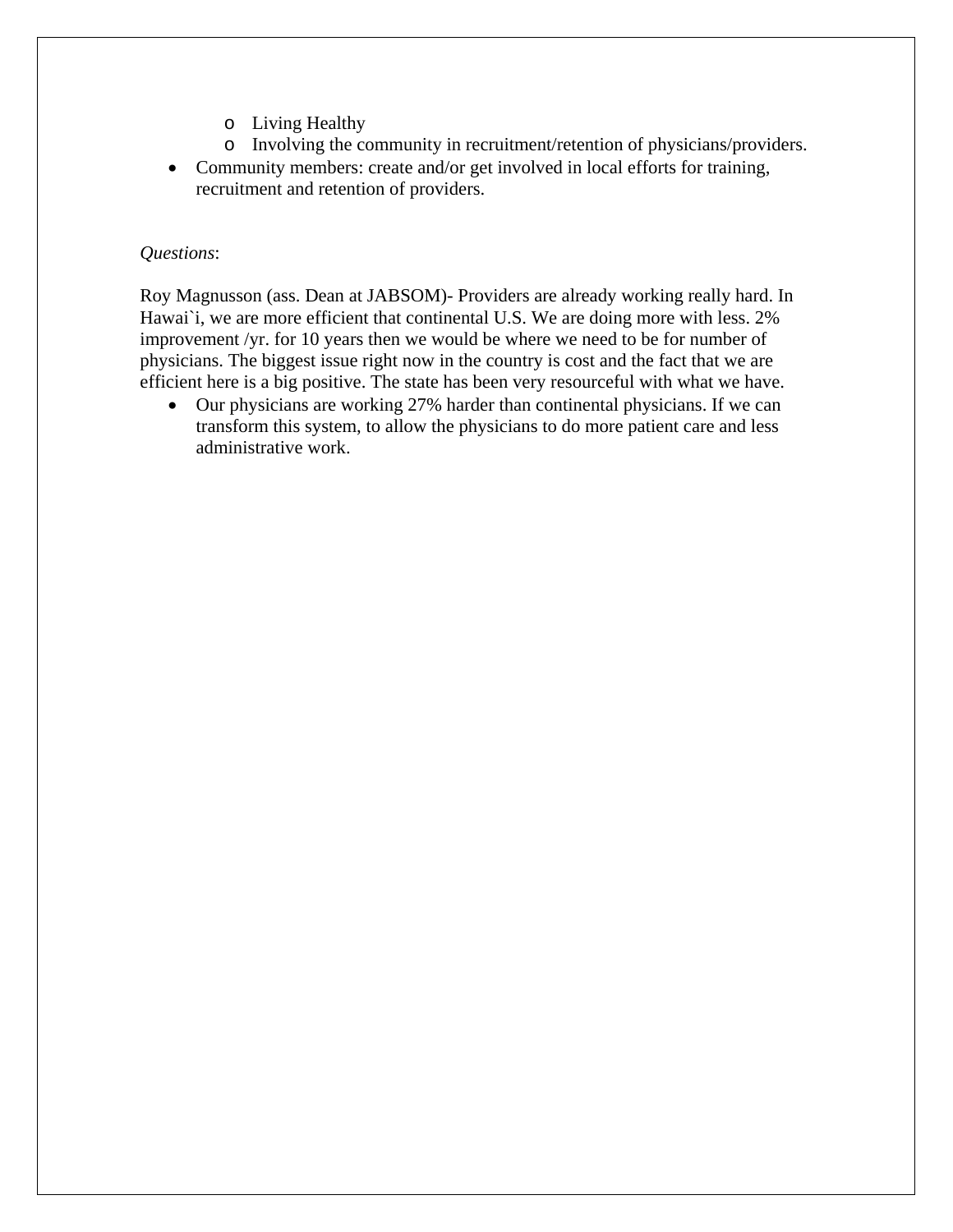- Living Healthy
  - Involving the community in recruitment/retention of physicians/providers.
- Community members: create and/or get involved in local efforts for training, recruitment and retention of providers.

*Questions*:

Roy Magnusson (ass. Dean at JABSOM)- Providers are already working really hard. In Hawai`i, we are more efficient that continental U.S. We are doing more with less. 2% improvement /yr. for 10 years then we would be where we need to be for number of physicians. The biggest issue right now in the country is cost and the fact that we are efficient here is a big positive. The state has been very resourceful with what we have.

- Our physicians are working 27% harder than continental physicians. If we can transform this system, to allow the physicians to do more patient care and less administrative work.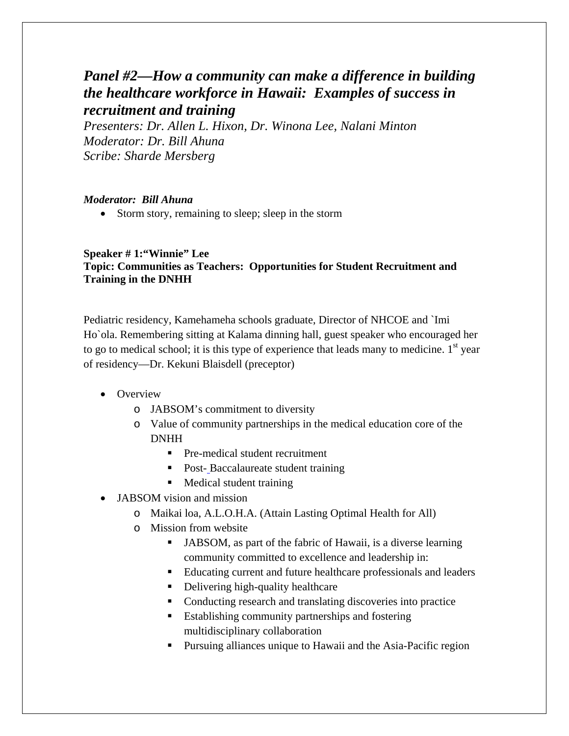## *Panel #2—How a community can make a difference in building the healthcare workforce in Hawaii: Examples of success in recruitment and training*

*Presenters: Dr. Allen L. Hixon, Dr. Winona Lee, Nalani Minton*
*Moderator: Dr. Bill Ahuna*
*Scribe: Sharde Mersberg*

***Moderator: Bill Ahuna***

- Storm story, remaining to sleep; sleep in the storm

**Speaker # 1:"Winnie" Lee**
**Topic: Communities as Teachers: Opportunities for Student Recruitment and Training in the DNHH**

Pediatric residency, Kamehameha schools graduate, Director of NHCOE and `Imi Ho`ola. Remembering sitting at Kalama dinning hall, guest speaker who encouraged her to go to medical school; it is this type of experience that leads many to medicine. 1st year of residency—Dr. Kekuni Blaisdell (preceptor)

- Overview
  - JABSOM's commitment to diversity
  - Value of community partnerships in the medical education core of the DNHH
    - Pre-medical student recruitment
    - Post- Baccalaureate student training
    - Medical student training
- JABSOM vision and mission
  - Maikai loa, A.L.O.H.A. (Attain Lasting Optimal Health for All)
  - Mission from website
    - JABSOM, as part of the fabric of Hawaii, is a diverse learning community committed to excellence and leadership in:
    - Educating current and future healthcare professionals and leaders
    - Delivering high-quality healthcare
    - Conducting research and translating discoveries into practice
    - Establishing community partnerships and fostering multidisciplinary collaboration
    - Pursuing alliances unique to Hawaii and the Asia-Pacific region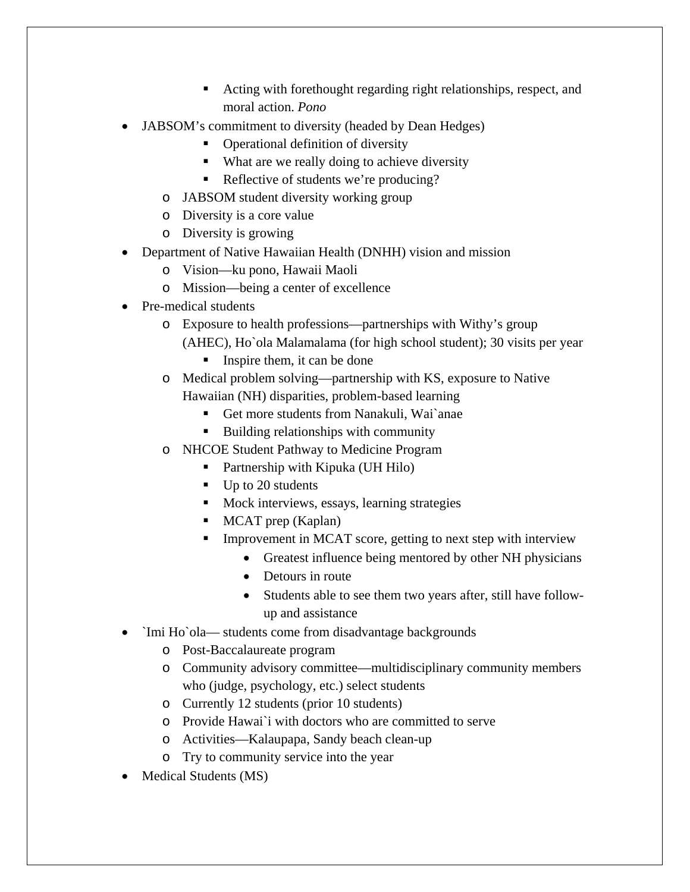- Acting with forethought regarding right relationships, respect, and moral action. *Pono*
- JABSOM's commitment to diversity (headed by Dean Hedges)
        - Operational definition of diversity
        - What are we really doing to achieve diversity
        - Reflective of students we're producing?
    - JABSOM student diversity working group
    - Diversity is a core value
    - Diversity is growing
- Department of Native Hawaiian Health (DNHH) vision and mission
    - Vision—ku pono, Hawaii Maoli
    - Mission—being a center of excellence
- Pre-medical students
    - Exposure to health professions—partnerships with Withy's group (AHEC), Ho`ola Malamalama (for high school student); 30 visits per year
        - Inspire them, it can be done
    - Medical problem solving—partnership with KS, exposure to Native Hawaiian (NH) disparities, problem-based learning
        - Get more students from Nanakuli, Wai`anae
        - Building relationships with community
    - NHCOE Student Pathway to Medicine Program
        - Partnership with Kipuka (UH Hilo)
        - Up to 20 students
        - Mock interviews, essays, learning strategies
        - MCAT prep (Kaplan)
        - Improvement in MCAT score, getting to next step with interview
            - Greatest influence being mentored by other NH physicians
            - Detours in route
            - Students able to see them two years after, still have follow-up and assistance
- `Imi Ho`ola— students come from disadvantage backgrounds
    - Post-Baccalaureate program
    - Community advisory committee—multidisciplinary community members who (judge, psychology, etc.) select students
    - Currently 12 students (prior 10 students)
    - Provide Hawai`i with doctors who are committed to serve
    - Activities—Kalaupapa, Sandy beach clean-up
    - Try to community service into the year
- Medical Students (MS)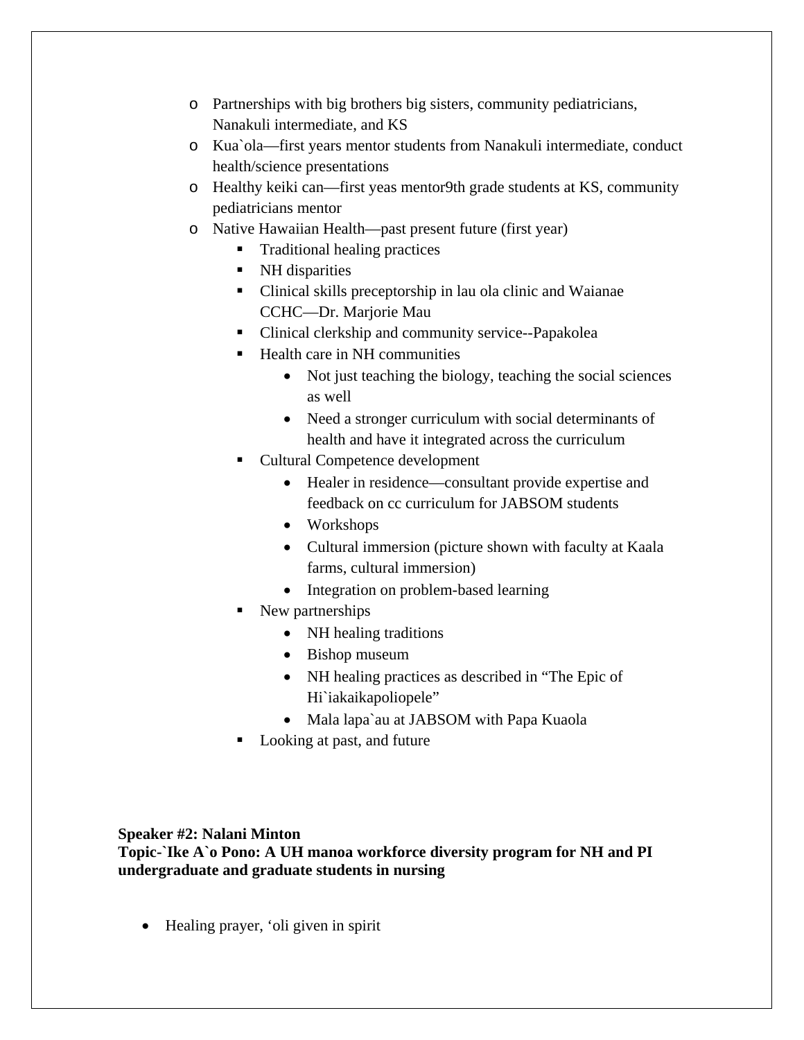- Partnerships with big brothers big sisters, community pediatricians, Nanakuli intermediate, and KS
- Kua`ola—first years mentor students from Nanakuli intermediate, conduct health/science presentations
- Healthy keiki can—first yeas mentor9th grade students at KS, community pediatricians mentor
- Native Hawaiian Health—past present future (first year)
  - Traditional healing practices
  - NH disparities
  - Clinical skills preceptorship in lau ola clinic and Waianae CCHC—Dr. Marjorie Mau
  - Clinical clerkship and community service--Papakolea
  - Health care in NH communities
    - Not just teaching the biology, teaching the social sciences as well
    - Need a stronger curriculum with social determinants of health and have it integrated across the curriculum
  - Cultural Competence development
    - Healer in residence—consultant provide expertise and feedback on cc curriculum for JABSOM students
    - Workshops
    - Cultural immersion (picture shown with faculty at Kaala farms, cultural immersion)
    - Integration on problem-based learning
  - New partnerships
    - NH healing traditions
    - Bishop museum
    - NH healing practices as described in "The Epic of Hi`iakaikapoliopele"
    - Mala lapa`au at JABSOM with Papa Kuaola
  - Looking at past, and future

**Speaker #2: Nalani Minton**
**Topic-`Ike A`o Pono: A UH manoa workforce diversity program for NH and PI undergraduate and graduate students in nursing**

- Healing prayer, ʻoli given in spirit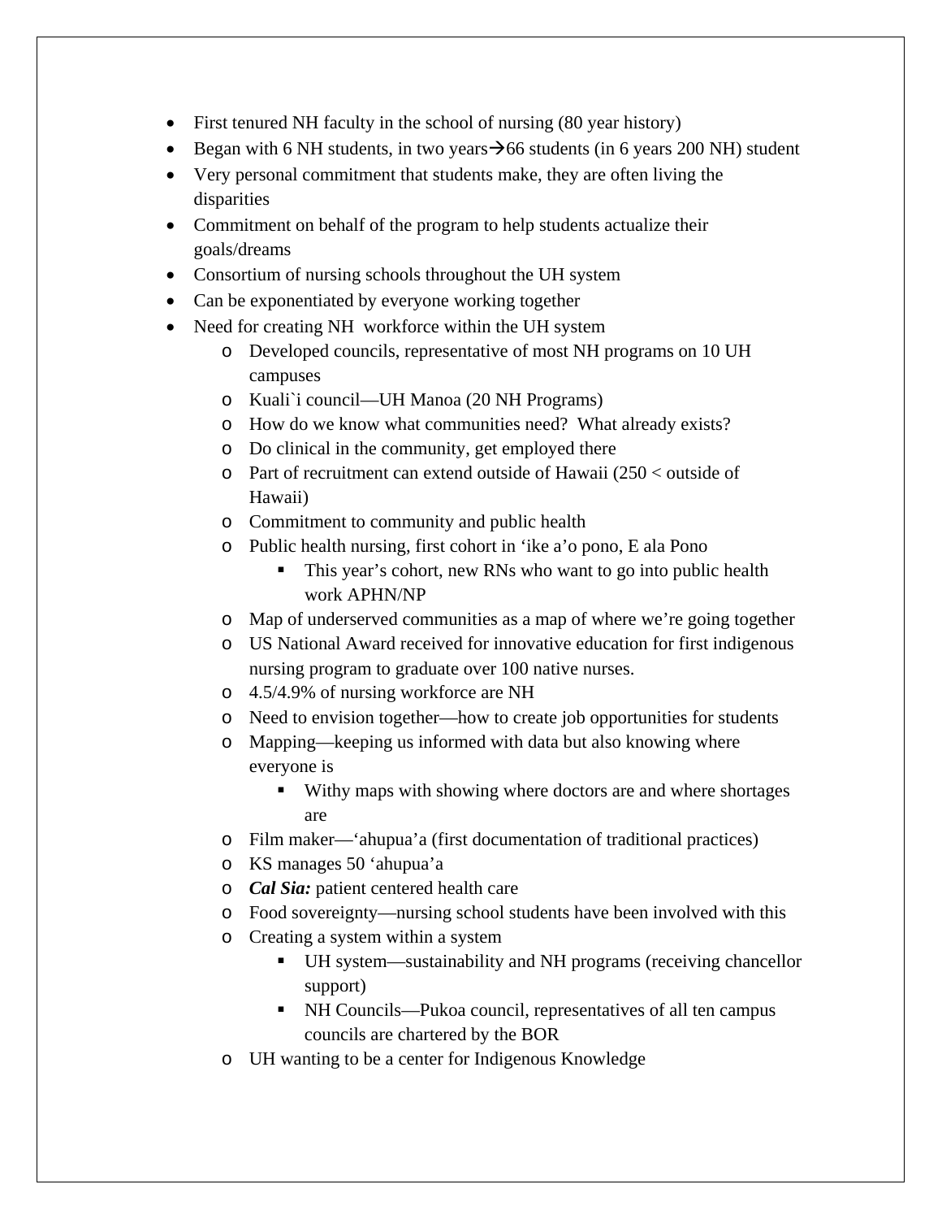- First tenured NH faculty in the school of nursing (80 year history)
- Began with 6 NH students, in two years→66 students (in 6 years 200 NH) student
- Very personal commitment that students make, they are often living the disparities
- Commitment on behalf of the program to help students actualize their goals/dreams
- Consortium of nursing schools throughout the UH system
- Can be exponentiated by everyone working together
- Need for creating NH workforce within the UH system
    - Developed councils, representative of most NH programs on 10 UH campuses
    - Kuali`i council—UH Manoa (20 NH Programs)
    - How do we know what communities need? What already exists?
    - Do clinical in the community, get employed there
    - Part of recruitment can extend outside of Hawaii (250 < outside of Hawaii)
    - Commitment to community and public health
    - Public health nursing, first cohort in ‘ike a’o pono, E ala Pono
        - This year’s cohort, new RNs who want to go into public health work APHN/NP
    - Map of underserved communities as a map of where we’re going together
    - US National Award received for innovative education for first indigenous nursing program to graduate over 100 native nurses.
    - 4.5/4.9% of nursing workforce are NH
    - Need to envision together—how to create job opportunities for students
    - Mapping—keeping us informed with data but also knowing where everyone is
        - Withy maps with showing where doctors are and where shortages are
    - Film maker—‘ahupua’a (first documentation of traditional practices)
    - KS manages 50 ‘ahupua’a
    - ***Cal Sia:*** patient centered health care
    - Food sovereignty—nursing school students have been involved with this
    - Creating a system within a system
        - UH system—sustainability and NH programs (receiving chancellor support)
        - NH Councils—Pukoa council, representatives of all ten campus councils are chartered by the BOR
    - UH wanting to be a center for Indigenous Knowledge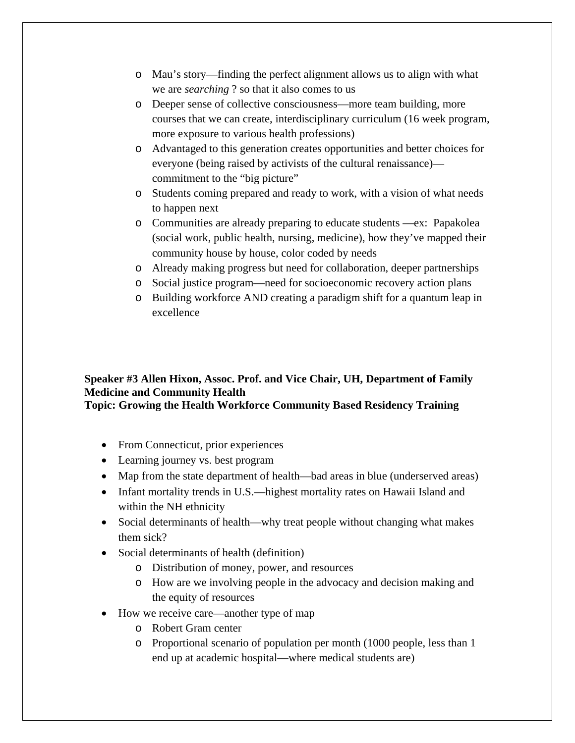- Mau's story—finding the perfect alignment allows us to align with what we are *searching* ? so that it also comes to us
   - Deeper sense of collective consciousness—more team building, more courses that we can create, interdisciplinary curriculum (16 week program, more exposure to various health professions)
   - Advantaged to this generation creates opportunities and better choices for everyone (being raised by activists of the cultural renaissance)—commitment to the "big picture"
   - Students coming prepared and ready to work, with a vision of what needs to happen next
   - Communities are already preparing to educate students —ex: Papakolea (social work, public health, nursing, medicine), how they've mapped their community house by house, color coded by needs
   - Already making progress but need for collaboration, deeper partnerships
   - Social justice program—need for socioeconomic recovery action plans
   - Building workforce AND creating a paradigm shift for a quantum leap in excellence

**Speaker #3 Allen Hixon, Assoc. Prof. and Vice Chair, UH, Department of Family Medicine and Community Health**
**Topic: Growing the Health Workforce Community Based Residency Training**

- From Connecticut, prior experiences
- Learning journey vs. best program
- Map from the state department of health—bad areas in blue (underserved areas)
- Infant mortality trends in U.S.—highest mortality rates on Hawaii Island and within the NH ethnicity
- Social determinants of health—why treat people without changing what makes them sick?
- Social determinants of health (definition)
   - Distribution of money, power, and resources
   - How are we involving people in the advocacy and decision making and the equity of resources
- How we receive care—another type of map
   - Robert Gram center
   - Proportional scenario of population per month (1000 people, less than 1 end up at academic hospital—where medical students are)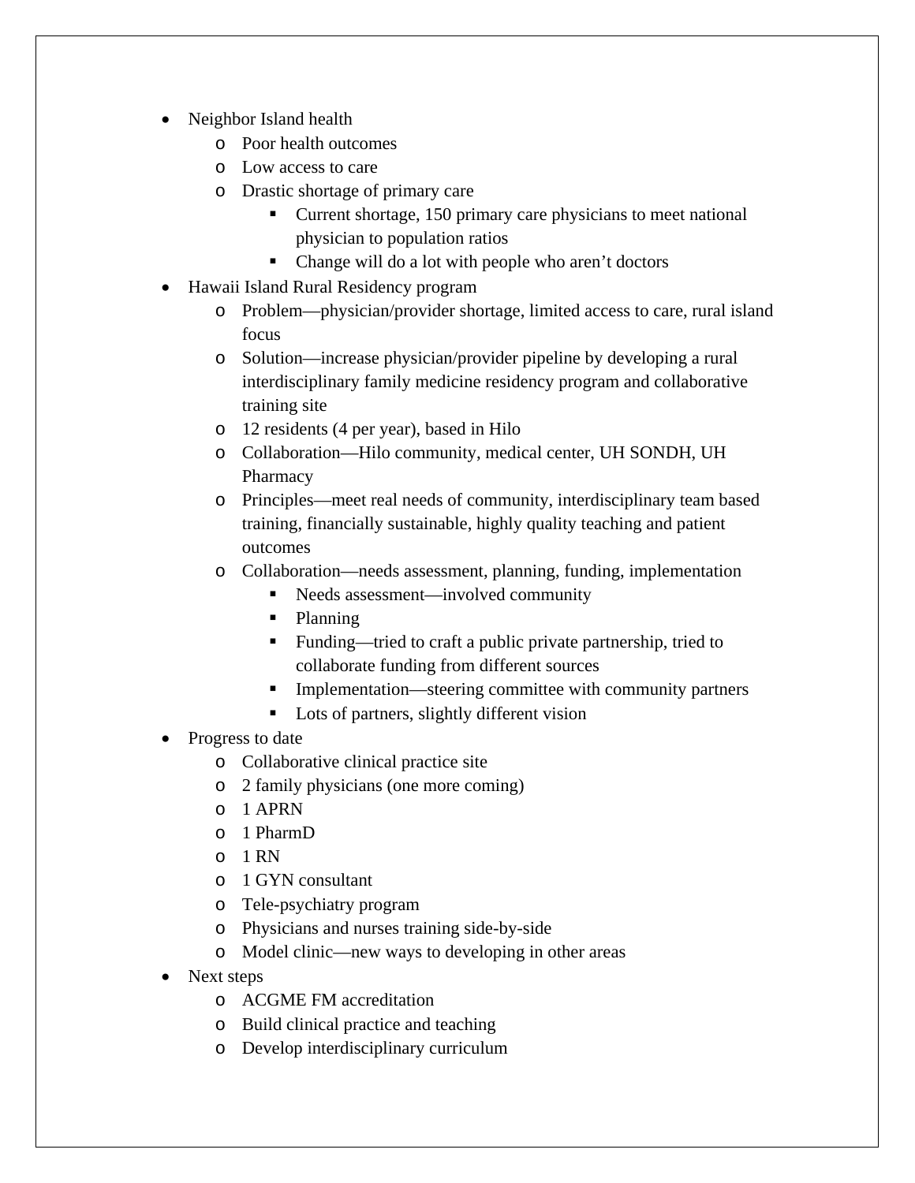- Neighbor Island health
    - Poor health outcomes
    - Low access to care
    - Drastic shortage of primary care
        - Current shortage, 150 primary care physicians to meet national physician to population ratios
        - Change will do a lot with people who aren't doctors
- Hawaii Island Rural Residency program
    - Problem—physician/provider shortage, limited access to care, rural island focus
    - Solution—increase physician/provider pipeline by developing a rural interdisciplinary family medicine residency program and collaborative training site
    - 12 residents (4 per year), based in Hilo
    - Collaboration—Hilo community, medical center, UH SONDH, UH Pharmacy
    - Principles—meet real needs of community, interdisciplinary team based training, financially sustainable, highly quality teaching and patient outcomes
    - Collaboration—needs assessment, planning, funding, implementation
        - Needs assessment—involved community
        - Planning
        - Funding—tried to craft a public private partnership, tried to collaborate funding from different sources
        - Implementation—steering committee with community partners
        - Lots of partners, slightly different vision
- Progress to date
    - Collaborative clinical practice site
    - 2 family physicians (one more coming)
    - 1 APRN
    - 1 PharmD
    - 1 RN
    - 1 GYN consultant
    - Tele-psychiatry program
    - Physicians and nurses training side-by-side
    - Model clinic—new ways to developing in other areas
- Next steps
    - ACGME FM accreditation
    - Build clinical practice and teaching
    - Develop interdisciplinary curriculum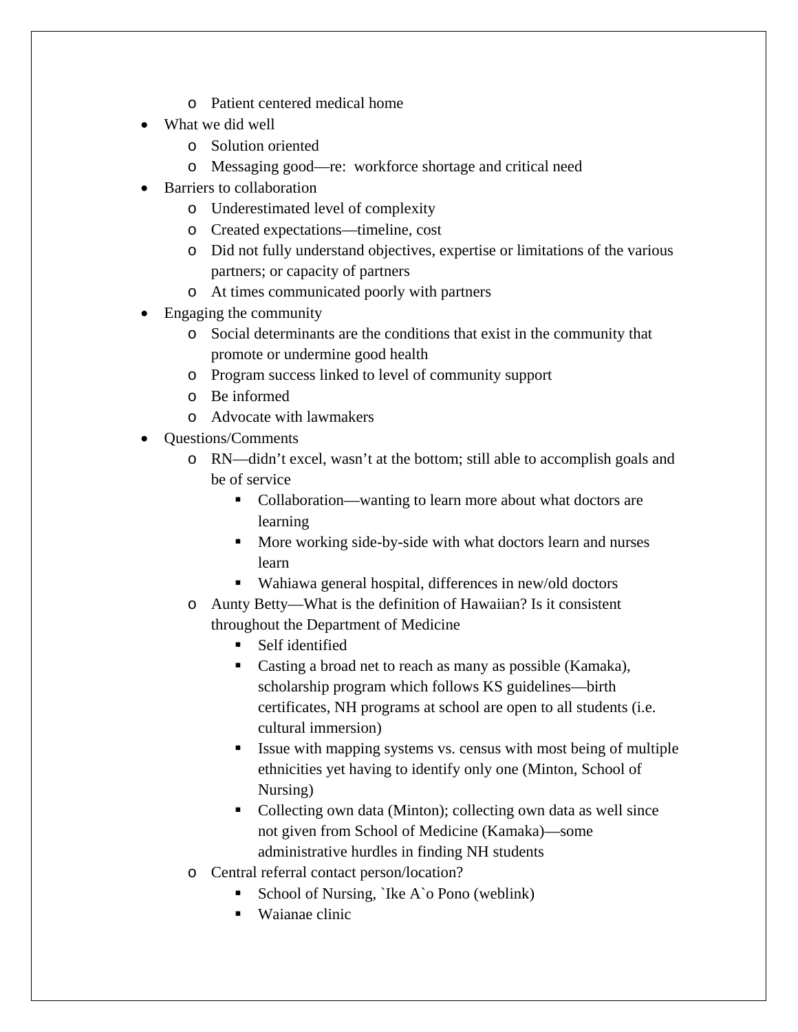- Patient centered medical home
- What we did well
  - Solution oriented
  - Messaging good—re: workforce shortage and critical need
- Barriers to collaboration
  - Underestimated level of complexity
  - Created expectations—timeline, cost
  - Did not fully understand objectives, expertise or limitations of the various partners; or capacity of partners
  - At times communicated poorly with partners
- Engaging the community
  - Social determinants are the conditions that exist in the community that promote or undermine good health
  - Program success linked to level of community support
  - Be informed
  - Advocate with lawmakers
- Questions/Comments
  - RN—didn't excel, wasn't at the bottom; still able to accomplish goals and be of service
    - Collaboration—wanting to learn more about what doctors are learning
    - More working side-by-side with what doctors learn and nurses learn
    - Wahiawa general hospital, differences in new/old doctors
  - Aunty Betty—What is the definition of Hawaiian? Is it consistent throughout the Department of Medicine
    - Self identified
    - Casting a broad net to reach as many as possible (Kamaka), scholarship program which follows KS guidelines—birth certificates, NH programs at school are open to all students (i.e. cultural immersion)
    - Issue with mapping systems vs. census with most being of multiple ethnicities yet having to identify only one (Minton, School of Nursing)
    - Collecting own data (Minton); collecting own data as well since not given from School of Medicine (Kamaka)—some administrative hurdles in finding NH students
  - Central referral contact person/location?
    - School of Nursing, `Ike A`o Pono (weblink)
    - Waianae clinic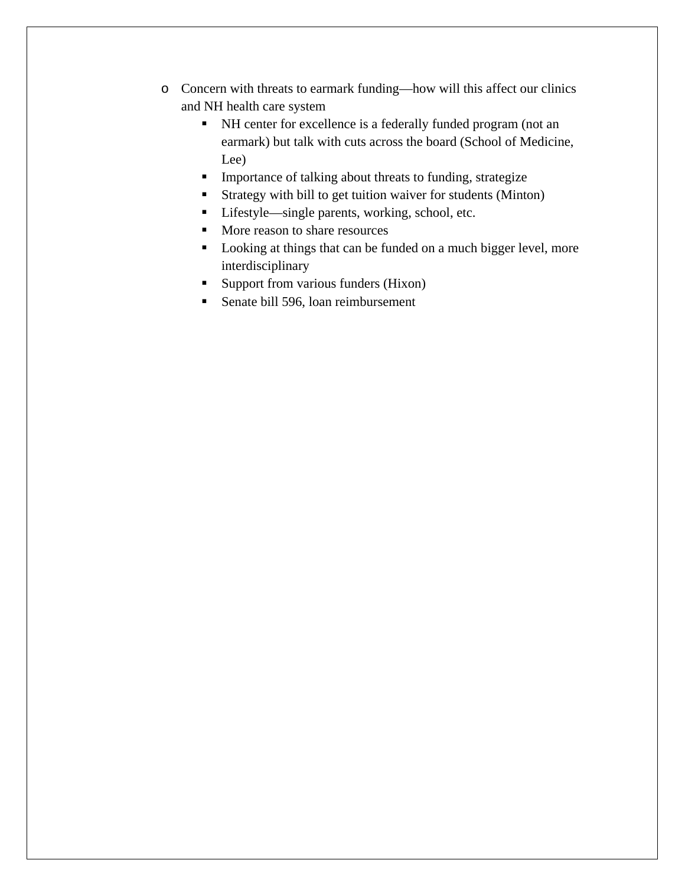- Concern with threats to earmark funding—how will this affect our clinics and NH health care system
    - NH center for excellence is a federally funded program (not an earmark) but talk with cuts across the board (School of Medicine, Lee)
    - Importance of talking about threats to funding, strategize
    - Strategy with bill to get tuition waiver for students (Minton)
    - Lifestyle—single parents, working, school, etc.
    - More reason to share resources
    - Looking at things that can be funded on a much bigger level, more interdisciplinary
    - Support from various funders (Hixon)
    - Senate bill 596, loan reimbursement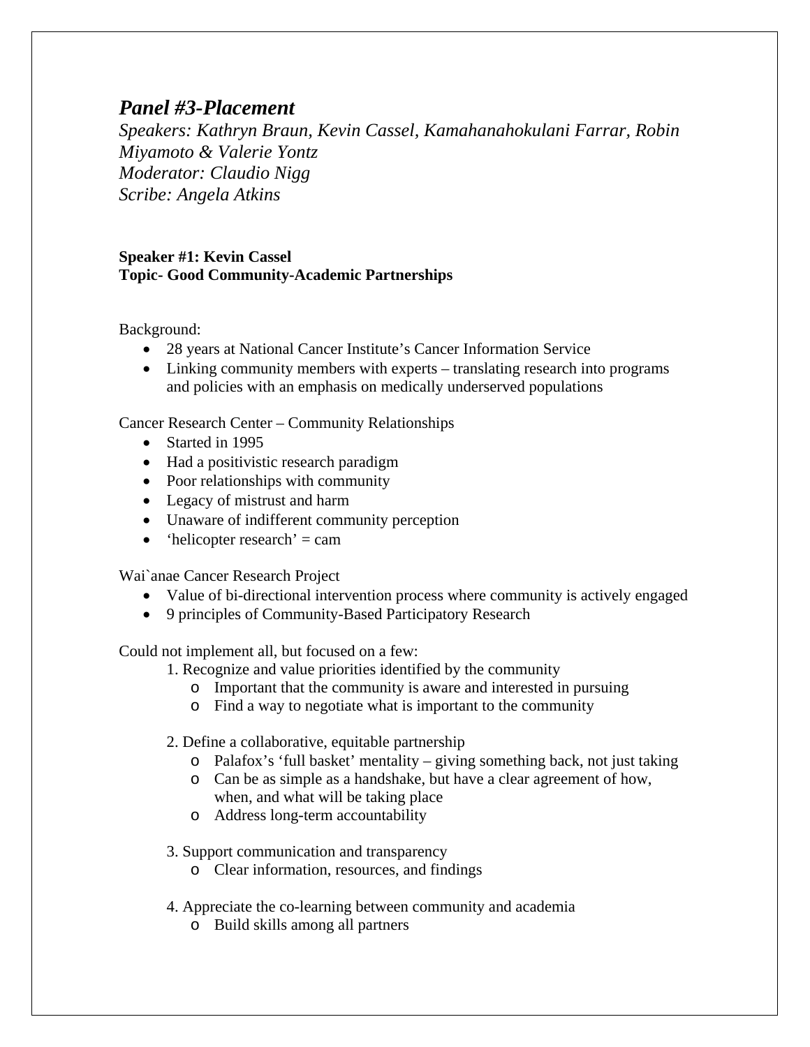## *Panel #3-Placement*

*Speakers: Kathryn Braun, Kevin Cassel, Kamahanahokulani Farrar, Robin Miyamoto & Valerie Yontz*
*Moderator: Claudio Nigg*
*Scribe: Angela Atkins*

**Speaker #1: Kevin Cassel**
**Topic- Good Community-Academic Partnerships**

Background:

- 28 years at National Cancer Institute's Cancer Information Service
- Linking community members with experts – translating research into programs and policies with an emphasis on medically underserved populations

Cancer Research Center – Community Relationships

- Started in 1995
- Had a positivistic research paradigm
- Poor relationships with community
- Legacy of mistrust and harm
- Unaware of indifferent community perception
- 'helicopter research' = cam

Wai`anae Cancer Research Project

- Value of bi-directional intervention process where community is actively engaged
- 9 principles of Community-Based Participatory Research

Could not implement all, but focused on a few:

1. Recognize and value priorities identified by the community
   - Important that the community is aware and interested in pursuing
   - Find a way to negotiate what is important to the community

2. Define a collaborative, equitable partnership
   - Palafox's 'full basket' mentality – giving something back, not just taking
   - Can be as simple as a handshake, but have a clear agreement of how, when, and what will be taking place
   - Address long-term accountability

3. Support communication and transparency
   - Clear information, resources, and findings

4. Appreciate the co-learning between community and academia
   - Build skills among all partners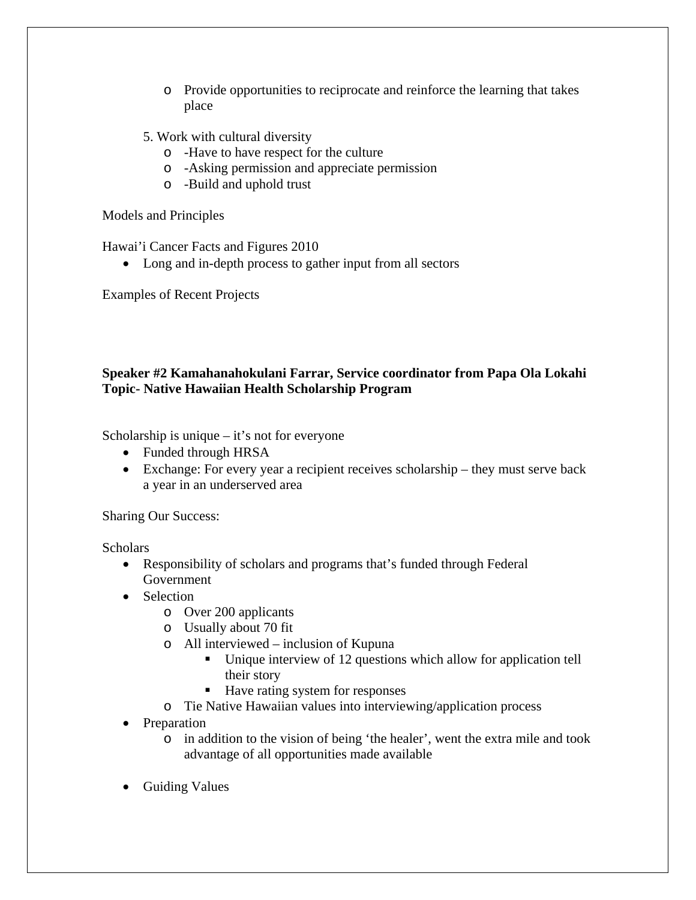- Provide opportunities to reciprocate and reinforce the learning that takes place

5. Work with cultural diversity
    - -Have to have respect for the culture
    - -Asking permission and appreciate permission
    - -Build and uphold trust

Models and Principles

Hawai'i Cancer Facts and Figures 2010

- Long and in-depth process to gather input from all sectors

Examples of Recent Projects

**Speaker #2 Kamahanahokulani Farrar, Service coordinator from Papa Ola Lokahi**
**Topic- Native Hawaiian Health Scholarship Program**

Scholarship is unique – it's not for everyone

- Funded through HRSA
- Exchange: For every year a recipient receives scholarship – they must serve back a year in an underserved area

Sharing Our Success:

Scholars

- Responsibility of scholars and programs that's funded through Federal Government
- Selection
    - Over 200 applicants
    - Usually about 70 fit
    - All interviewed – inclusion of Kupuna
        - Unique interview of 12 questions which allow for application tell their story
        - Have rating system for responses
    - Tie Native Hawaiian values into interviewing/application process
- Preparation
    - in addition to the vision of being 'the healer', went the extra mile and took advantage of all opportunities made available
- Guiding Values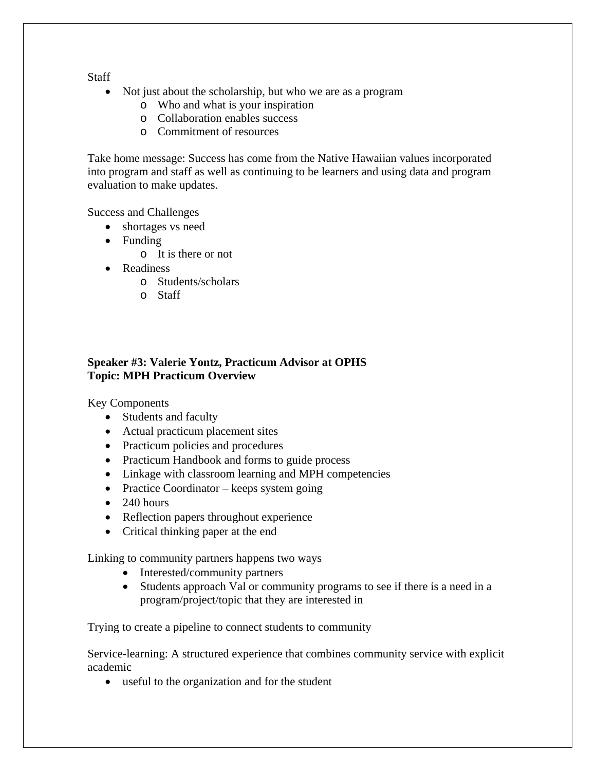Staff

- Not just about the scholarship, but who we are as a program
    - Who and what is your inspiration
    - Collaboration enables success
    - Commitment of resources

Take home message: Success has come from the Native Hawaiian values incorporated into program and staff as well as continuing to be learners and using data and program evaluation to make updates.

Success and Challenges

- shortages vs need
- Funding
    - It is there or not
- Readiness
    - Students/scholars
    - Staff

**Speaker #3: Valerie Yontz, Practicum Advisor at OPHS**
**Topic: MPH Practicum Overview**

Key Components

- Students and faculty
- Actual practicum placement sites
- Practicum policies and procedures
- Practicum Handbook and forms to guide process
- Linkage with classroom learning and MPH competencies
- Practice Coordinator – keeps system going
- 240 hours
- Reflection papers throughout experience
- Critical thinking paper at the end

Linking to community partners happens two ways

- Interested/community partners
- Students approach Val or community programs to see if there is a need in a program/project/topic that they are interested in

Trying to create a pipeline to connect students to community

Service-learning: A structured experience that combines community service with explicit academic

- useful to the organization and for the student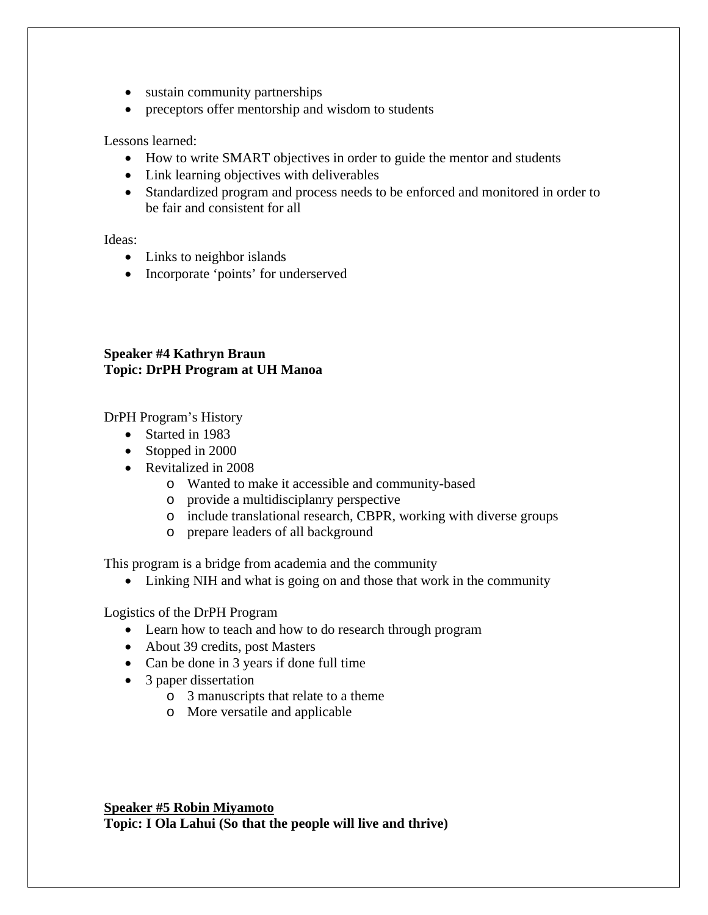- sustain community partnerships
- preceptors offer mentorship and wisdom to students

Lessons learned:

- How to write SMART objectives in order to guide the mentor and students
- Link learning objectives with deliverables
- Standardized program and process needs to be enforced and monitored in order to be fair and consistent for all

Ideas:

- Links to neighbor islands
- Incorporate 'points' for underserved

**Speaker #4 Kathryn Braun**
**Topic: DrPH Program at UH Manoa**

DrPH Program's History

- Started in 1983
- Stopped in 2000
- Revitalized in 2008
  - Wanted to make it accessible and community-based
  - provide a multidisciplanry perspective
  - include translational research, CBPR, working with diverse groups
  - prepare leaders of all background

This program is a bridge from academia and the community

- Linking NIH and what is going on and those that work in the community

Logistics of the DrPH Program

- Learn how to teach and how to do research through program
- About 39 credits, post Masters
- Can be done in 3 years if done full time
- 3 paper dissertation
  - 3 manuscripts that relate to a theme
  - More versatile and applicable

**Speaker #5 Robin Miyamoto**
**Topic: I Ola Lahui (So that the people will live and thrive)**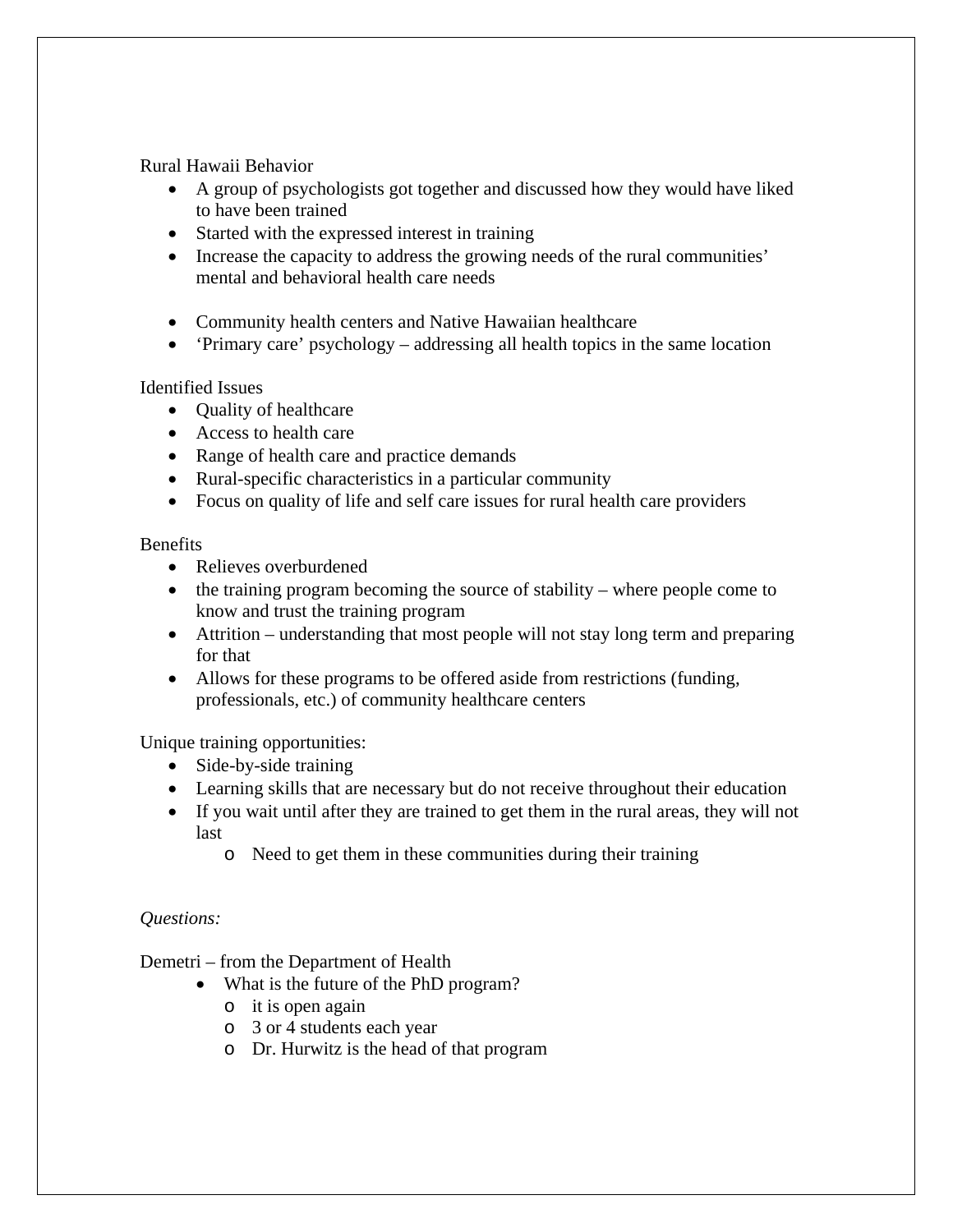Rural Hawaii Behavior

- A group of psychologists got together and discussed how they would have liked to have been trained
- Started with the expressed interest in training
- Increase the capacity to address the growing needs of the rural communities' mental and behavioral health care needs

- Community health centers and Native Hawaiian healthcare
- 'Primary care' psychology – addressing all health topics in the same location

Identified Issues

- Quality of healthcare
- Access to health care
- Range of health care and practice demands
- Rural-specific characteristics in a particular community
- Focus on quality of life and self care issues for rural health care providers

Benefits

- Relieves overburdened
- the training program becoming the source of stability – where people come to know and trust the training program
- Attrition – understanding that most people will not stay long term and preparing for that
- Allows for these programs to be offered aside from restrictions (funding, professionals, etc.) of community healthcare centers

Unique training opportunities:

- Side-by-side training
- Learning skills that are necessary but do not receive throughout their education
- If you wait until after they are trained to get them in the rural areas, they will not last
  - Need to get them in these communities during their training

*Questions:*

Demetri – from the Department of Health

- What is the future of the PhD program?
  - it is open again
  - 3 or 4 students each year
  - Dr. Hurwitz is the head of that program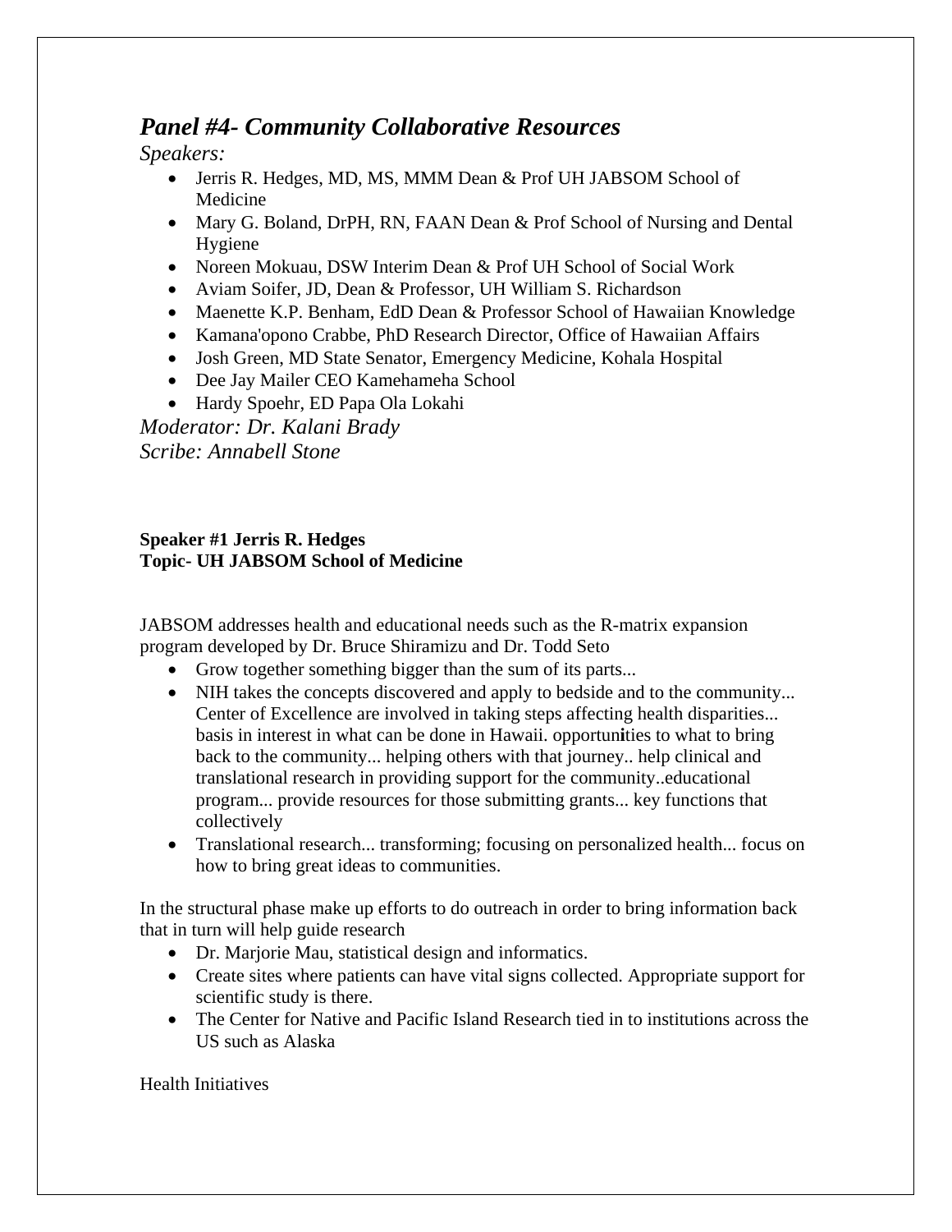## *Panel #4- Community Collaborative Resources*

*Speakers:*

- Jerris R. Hedges, MD, MS, MMM Dean & Prof UH JABSOM School of Medicine
- Mary G. Boland, DrPH, RN, FAAN Dean & Prof School of Nursing and Dental Hygiene
- Noreen Mokuau, DSW Interim Dean & Prof UH School of Social Work
- Aviam Soifer, JD, Dean & Professor, UH William S. Richardson
- Maenette K.P. Benham, EdD Dean & Professor School of Hawaiian Knowledge
- Kamana'opono Crabbe, PhD Research Director, Office of Hawaiian Affairs
- Josh Green, MD State Senator, Emergency Medicine, Kohala Hospital
- Dee Jay Mailer CEO Kamehameha School
- Hardy Spoehr, ED Papa Ola Lokahi

*Moderator: Dr. Kalani Brady*
*Scribe: Annabell Stone*

**Speaker #1 Jerris R. Hedges**
**Topic- UH JABSOM School of Medicine**

JABSOM addresses health and educational needs such as the R-matrix expansion program developed by Dr. Bruce Shiramizu and Dr. Todd Seto

- Grow together something bigger than the sum of its parts...
- NIH takes the concepts discovered and apply to bedside and to the community... Center of Excellence are involved in taking steps affecting health disparities... basis in interest in what can be done in Hawaii. opportunities to what to bring back to the community... helping others with that journey.. help clinical and translational research in providing support for the community..educational program... provide resources for those submitting grants... key functions that collectively
- Translational research... transforming; focusing on personalized health... focus on how to bring great ideas to communities.

In the structural phase make up efforts to do outreach in order to bring information back that in turn will help guide research

- Dr. Marjorie Mau, statistical design and informatics.
- Create sites where patients can have vital signs collected. Appropriate support for scientific study is there.
- The Center for Native and Pacific Island Research tied in to institutions across the US such as Alaska

Health Initiatives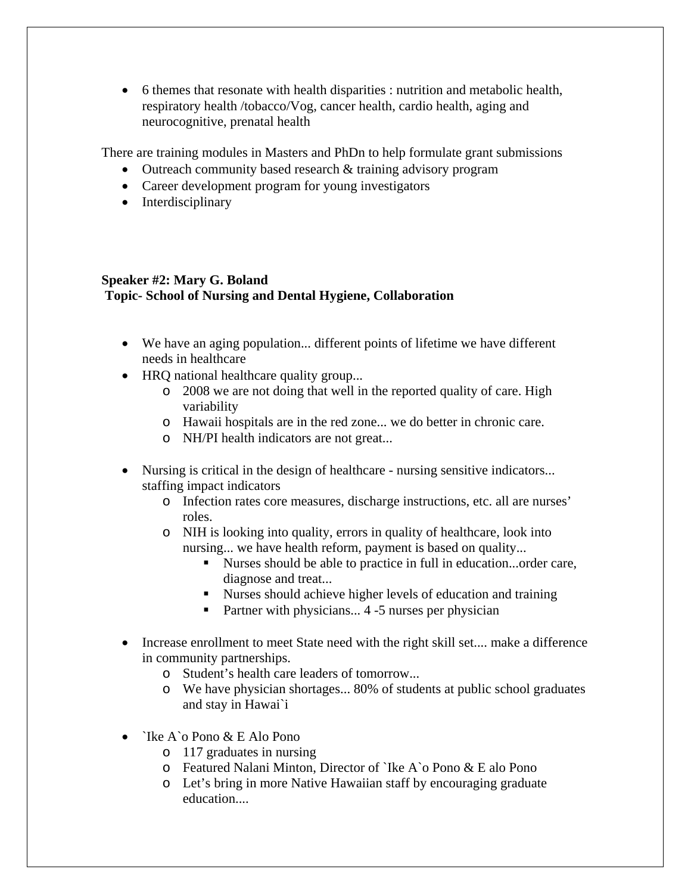- 6 themes that resonate with health disparities : nutrition and metabolic health, respiratory health /tobacco/Vog, cancer health, cardio health, aging and neurocognitive, prenatal health

There are training modules in Masters and PhDn to help formulate grant submissions

- Outreach community based research & training advisory program
- Career development program for young investigators
- Interdisciplinary

**Speaker #2: Mary G. Boland**
**Topic- School of Nursing and Dental Hygiene, Collaboration**

- We have an aging population... different points of lifetime we have different needs in healthcare
- HRQ national healthcare quality group...
  - 2008 we are not doing that well in the reported quality of care. High variability
  - Hawaii hospitals are in the red zone... we do better in chronic care.
  - NH/PI health indicators are not great...

- Nursing is critical in the design of healthcare - nursing sensitive indicators... staffing impact indicators
  - Infection rates core measures, discharge instructions, etc. all are nurses' roles.
  - NIH is looking into quality, errors in quality of healthcare, look into nursing... we have health reform, payment is based on quality...
    - Nurses should be able to practice in full in education...order care, diagnose and treat...
    - Nurses should achieve higher levels of education and training
    - Partner with physicians... 4 -5 nurses per physician

- Increase enrollment to meet State need with the right skill set.... make a difference in community partnerships.
  - Student's health care leaders of tomorrow...
  - We have physician shortages... 80% of students at public school graduates and stay in Hawai`i

- `Ike A`o Pono & E Alo Pono
  - 117 graduates in nursing
  - Featured Nalani Minton, Director of `Ike A`o Pono & E alo Pono
  - Let's bring in more Native Hawaiian staff by encouraging graduate education....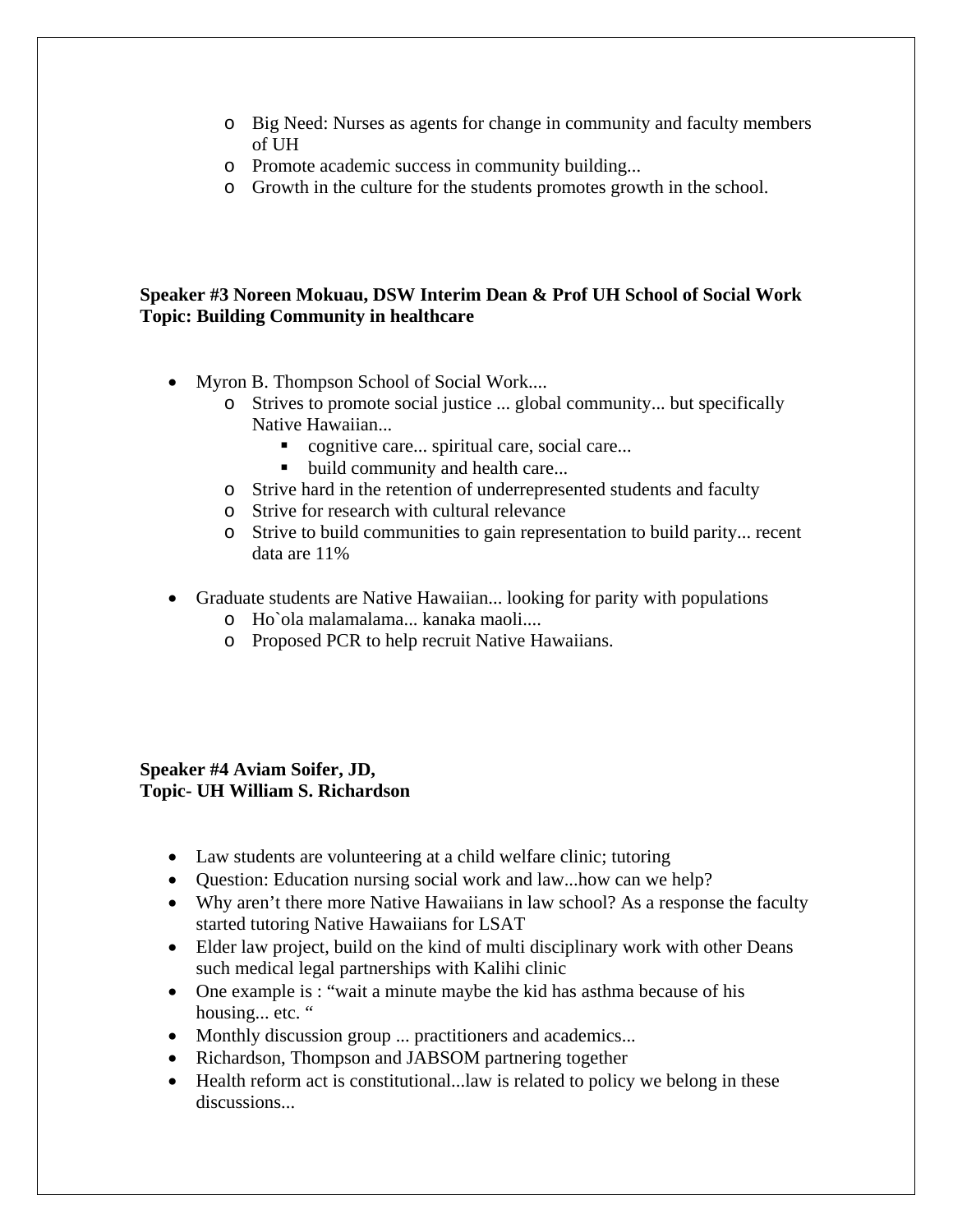- Big Need: Nurses as agents for change in community and faculty members of UH
  - Promote academic success in community building...
  - Growth in the culture for the students promotes growth in the school.

**Speaker #3 Noreen Mokuau, DSW Interim Dean & Prof UH School of Social Work**
**Topic: Building Community in healthcare**

- Myron B. Thompson School of Social Work....
  - Strives to promote social justice ... global community... but specifically Native Hawaiian...
    - cognitive care... spiritual care, social care...
    - build community and health care...
  - Strive hard in the retention of underrepresented students and faculty
  - Strive for research with cultural relevance
  - Strive to build communities to gain representation to build parity... recent data are 11%

- Graduate students are Native Hawaiian... looking for parity with populations
  - Ho`ola malamalama... kanaka maoli....
  - Proposed PCR to help recruit Native Hawaiians.

**Speaker #4 Aviam Soifer, JD,**
**Topic- UH William S. Richardson**

- Law students are volunteering at a child welfare clinic; tutoring
- Question: Education nursing social work and law...how can we help?
- Why aren't there more Native Hawaiians in law school? As a response the faculty started tutoring Native Hawaiians for LSAT
- Elder law project, build on the kind of multi disciplinary work with other Deans such medical legal partnerships with Kalihi clinic
- One example is : "wait a minute maybe the kid has asthma because of his housing... etc. "
- Monthly discussion group ... practitioners and academics...
- Richardson, Thompson and JABSOM partnering together
- Health reform act is constitutional...law is related to policy we belong in these discussions...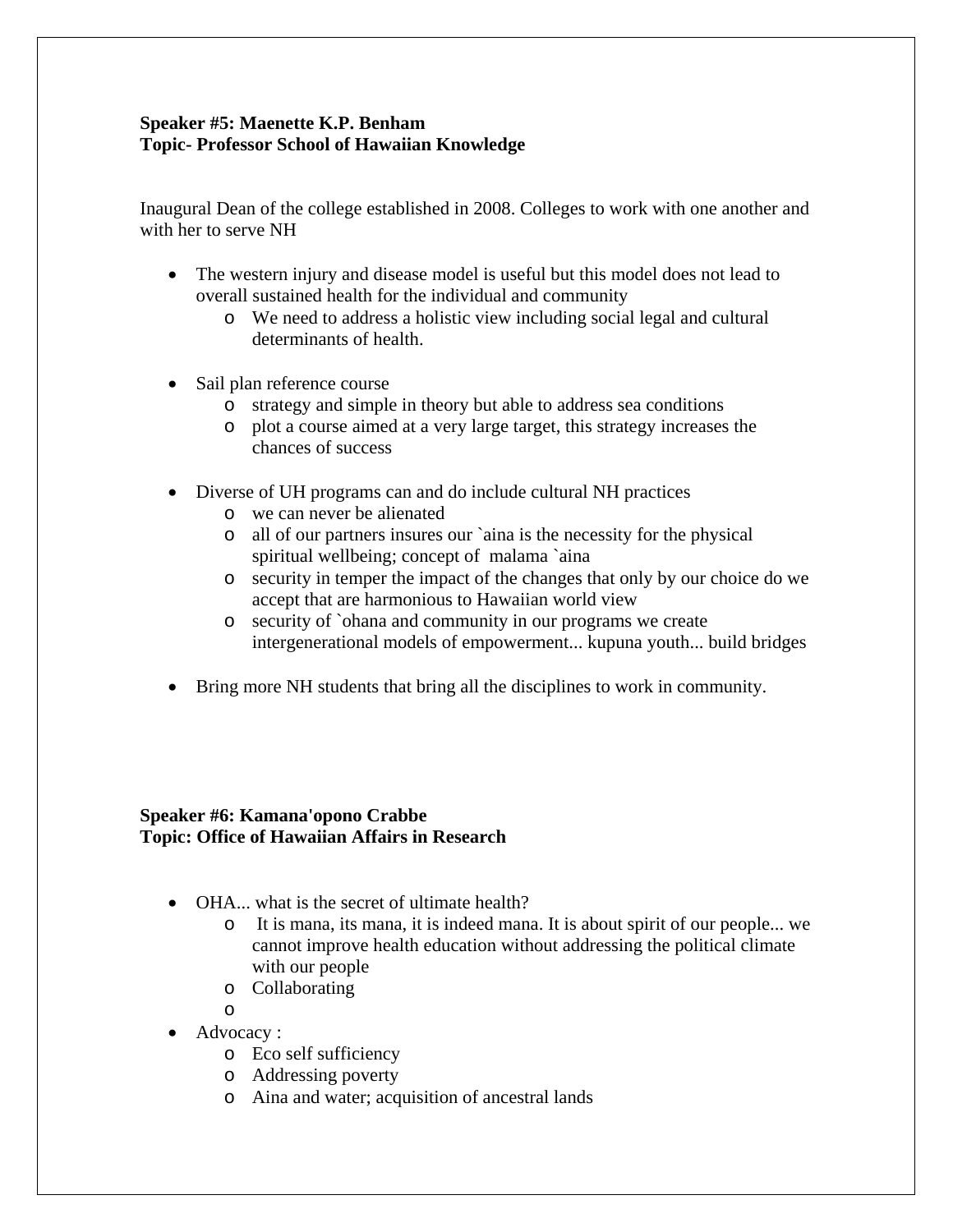**Speaker #5: Maenette K.P. Benham**
**Topic- Professor School of Hawaiian Knowledge**

Inaugural Dean of the college established in 2008. Colleges to work with one another and with her to serve NH

- The western injury and disease model is useful but this model does not lead to overall sustained health for the individual and community
  - We need to address a holistic view including social legal and cultural determinants of health.

- Sail plan reference course
  - strategy and simple in theory but able to address sea conditions
  - plot a course aimed at a very large target, this strategy increases the chances of success

- Diverse of UH programs can and do include cultural NH practices
  - we can never be alienated
  - all of our partners insures our `aina is the necessity for the physical spiritual wellbeing; concept of malama `aina
  - security in temper the impact of the changes that only by our choice do we accept that are harmonious to Hawaiian world view
  - security of `ohana and community in our programs we create intergenerational models of empowerment... kupuna youth... build bridges

- Bring more NH students that bring all the disciplines to work in community.

**Speaker #6: Kamana'opono Crabbe**
**Topic: Office of Hawaiian Affairs in Research**

- OHA... what is the secret of ultimate health?
  - It is mana, its mana, it is indeed mana. It is about spirit of our people... we cannot improve health education without addressing the political climate with our people
  - Collaborating
  - 
- Advocacy :
  - Eco self sufficiency
  - Addressing poverty
  - Aina and water; acquisition of ancestral lands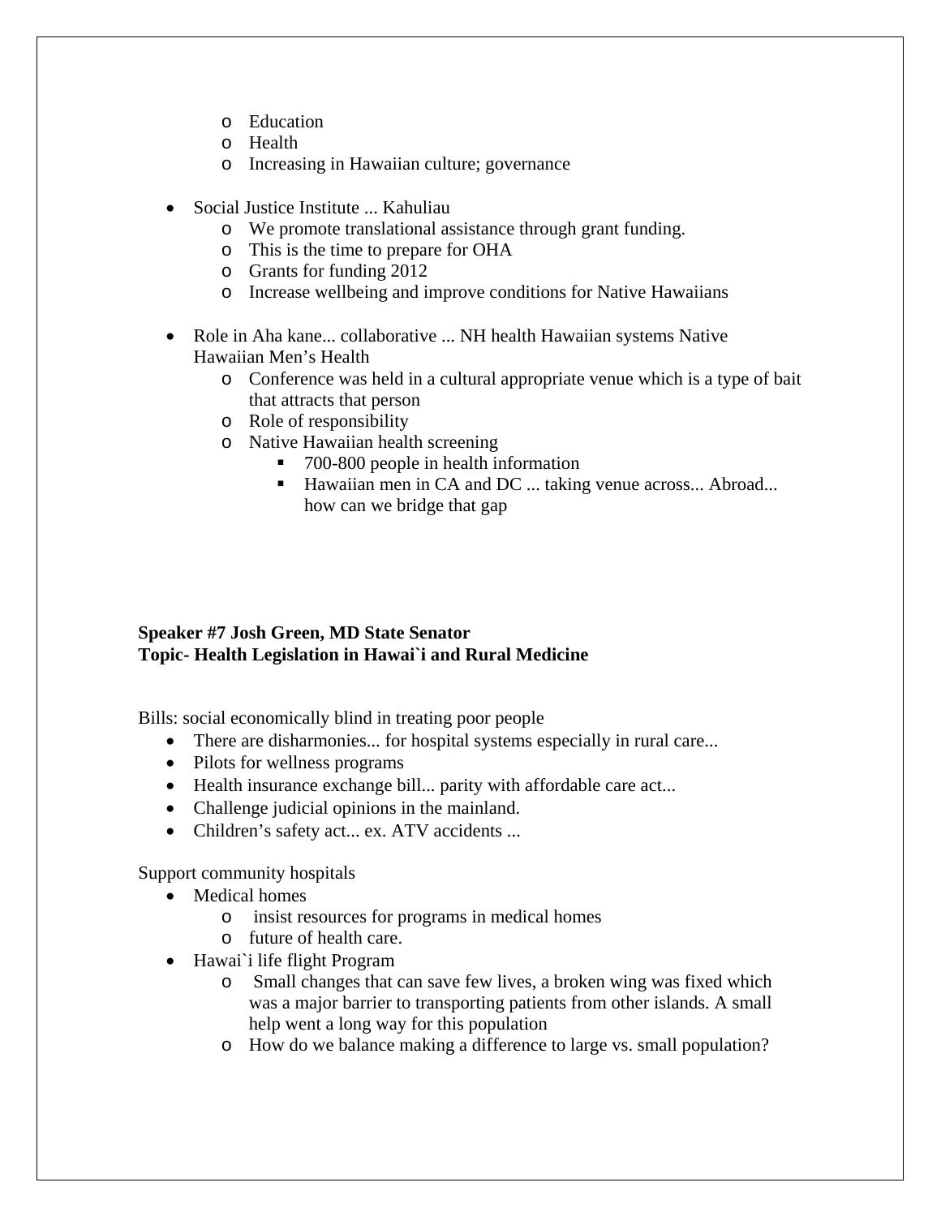- Education
- Health
- Increasing in Hawaiian culture; governance

- Social Justice Institute ... Kahuliau
  - We promote translational assistance through grant funding.
  - This is the time to prepare for OHA
  - Grants for funding 2012
  - Increase wellbeing and improve conditions for Native Hawaiians

- Role in Aha kane... collaborative ... NH health Hawaiian systems Native Hawaiian Men's Health
  - Conference was held in a cultural appropriate venue which is a type of bait that attracts that person
  - Role of responsibility
  - Native Hawaiian health screening
    - 700-800 people in health information
    - Hawaiian men in CA and DC ... taking venue across... Abroad... how can we bridge that gap

**Speaker #7 Josh Green, MD State Senator**
**Topic- Health Legislation in Hawai`i and Rural Medicine**

Bills: social economically blind in treating poor people

- There are disharmonies... for hospital systems especially in rural care...
- Pilots for wellness programs
- Health insurance exchange bill... parity with affordable care act...
- Challenge judicial opinions in the mainland.
- Children's safety act... ex. ATV accidents ...

Support community hospitals

- Medical homes
  - insist resources for programs in medical homes
  - future of health care.
- Hawai`i life flight Program
  - Small changes that can save few lives, a broken wing was fixed which was a major barrier to transporting patients from other islands. A small help went a long way for this population
  - How do we balance making a difference to large vs. small population?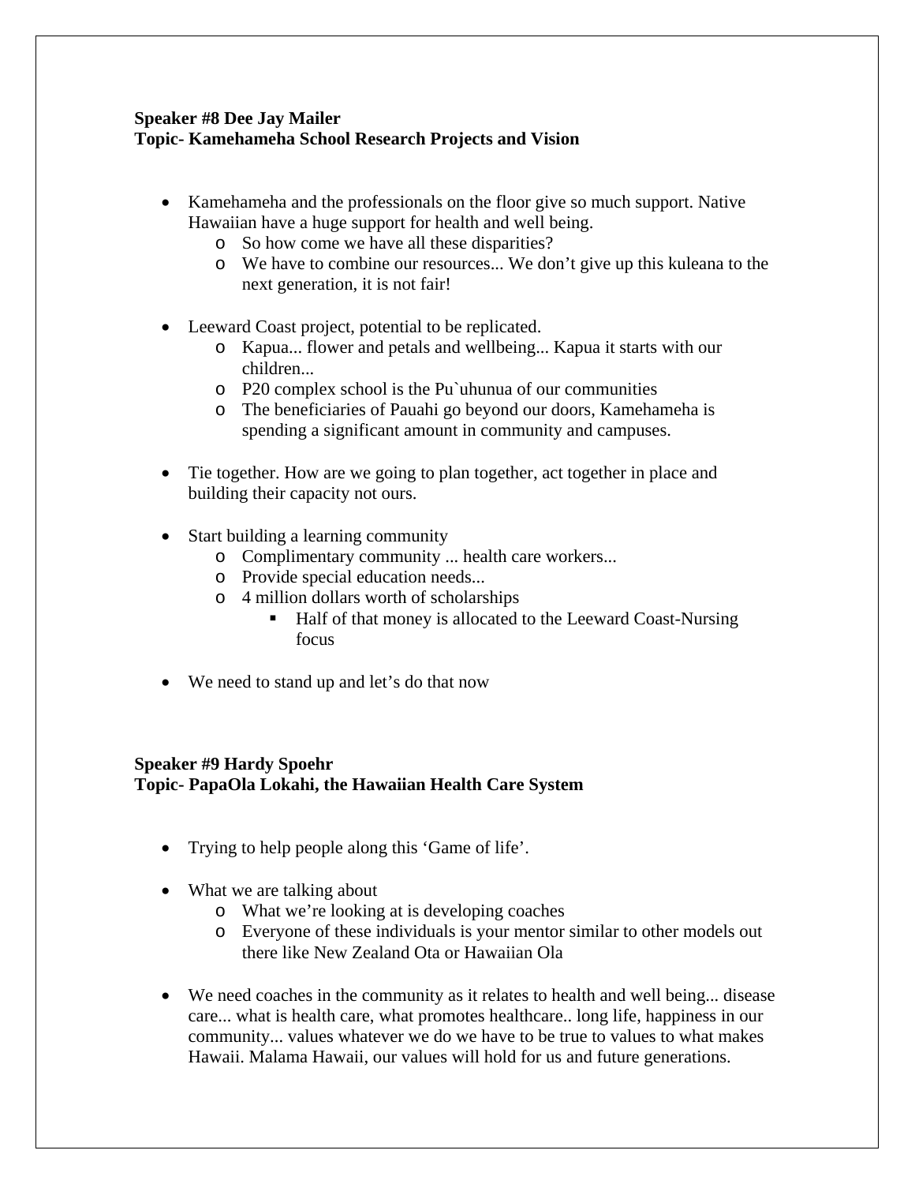**Speaker #8 Dee Jay Mailer**
**Topic- Kamehameha School Research Projects and Vision**

- Kamehameha and the professionals on the floor give so much support. Native Hawaiian have a huge support for health and well being.
    - So how come we have all these disparities?
    - We have to combine our resources... We don't give up this kuleana to the next generation, it is not fair!

- Leeward Coast project, potential to be replicated.
    - Kapua... flower and petals and wellbeing... Kapua it starts with our children...
    - P20 complex school is the Pu`uhunua of our communities
    - The beneficiaries of Pauahi go beyond our doors, Kamehameha is spending a significant amount in community and campuses.

- Tie together. How are we going to plan together, act together in place and building their capacity not ours.

- Start building a learning community
    - Complimentary community ... health care workers...
    - Provide special education needs...
    - 4 million dollars worth of scholarships
        - Half of that money is allocated to the Leeward Coast-Nursing focus

- We need to stand up and let's do that now

**Speaker #9 Hardy Spoehr**
**Topic- PapaOla Lokahi, the Hawaiian Health Care System**

- Trying to help people along this 'Game of life'.

- What we are talking about
    - What we're looking at is developing coaches
    - Everyone of these individuals is your mentor similar to other models out there like New Zealand Ota or Hawaiian Ola

- We need coaches in the community as it relates to health and well being... disease care... what is health care, what promotes healthcare.. long life, happiness in our community... values whatever we do we have to be true to values to what makes Hawaii. Malama Hawaii, our values will hold for us and future generations.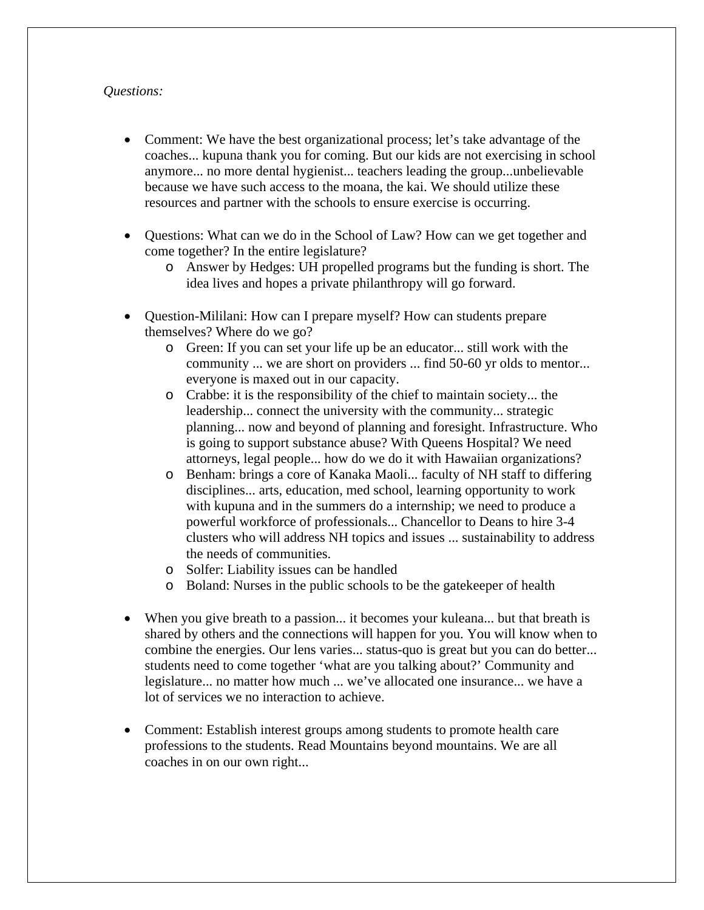*Questions:*

- Comment: We have the best organizational process; let's take advantage of the coaches... kupuna thank you for coming. But our kids are not exercising in school anymore... no more dental hygienist... teachers leading the group...unbelievable because we have such access to the moana, the kai. We should utilize these resources and partner with the schools to ensure exercise is occurring.

- Questions: What can we do in the School of Law? How can we get together and come together? In the entire legislature?
  - Answer by Hedges: UH propelled programs but the funding is short. The idea lives and hopes a private philanthropy will go forward.

- Question-Mililani: How can I prepare myself? How can students prepare themselves? Where do we go?
  - Green: If you can set your life up be an educator... still work with the community ... we are short on providers ... find 50-60 yr olds to mentor... everyone is maxed out in our capacity.
  - Crabbe: it is the responsibility of the chief to maintain society... the leadership... connect the university with the community... strategic planning... now and beyond of planning and foresight. Infrastructure. Who is going to support substance abuse? With Queens Hospital? We need attorneys, legal people... how do we do it with Hawaiian organizations?
  - Benham: brings a core of Kanaka Maoli... faculty of NH staff to differing disciplines... arts, education, med school, learning opportunity to work with kupuna and in the summers do a internship; we need to produce a powerful workforce of professionals... Chancellor to Deans to hire 3-4 clusters who will address NH topics and issues ... sustainability to address the needs of communities.
  - Solfer: Liability issues can be handled
  - Boland: Nurses in the public schools to be the gatekeeper of health

- When you give breath to a passion... it becomes your kuleana... but that breath is shared by others and the connections will happen for you. You will know when to combine the energies. Our lens varies... status-quo is great but you can do better... students need to come together 'what are you talking about?' Community and legislature... no matter how much ... we've allocated one insurance... we have a lot of services we no interaction to achieve.

- Comment: Establish interest groups among students to promote health care professions to the students. Read Mountains beyond mountains. We are all coaches in on our own right...